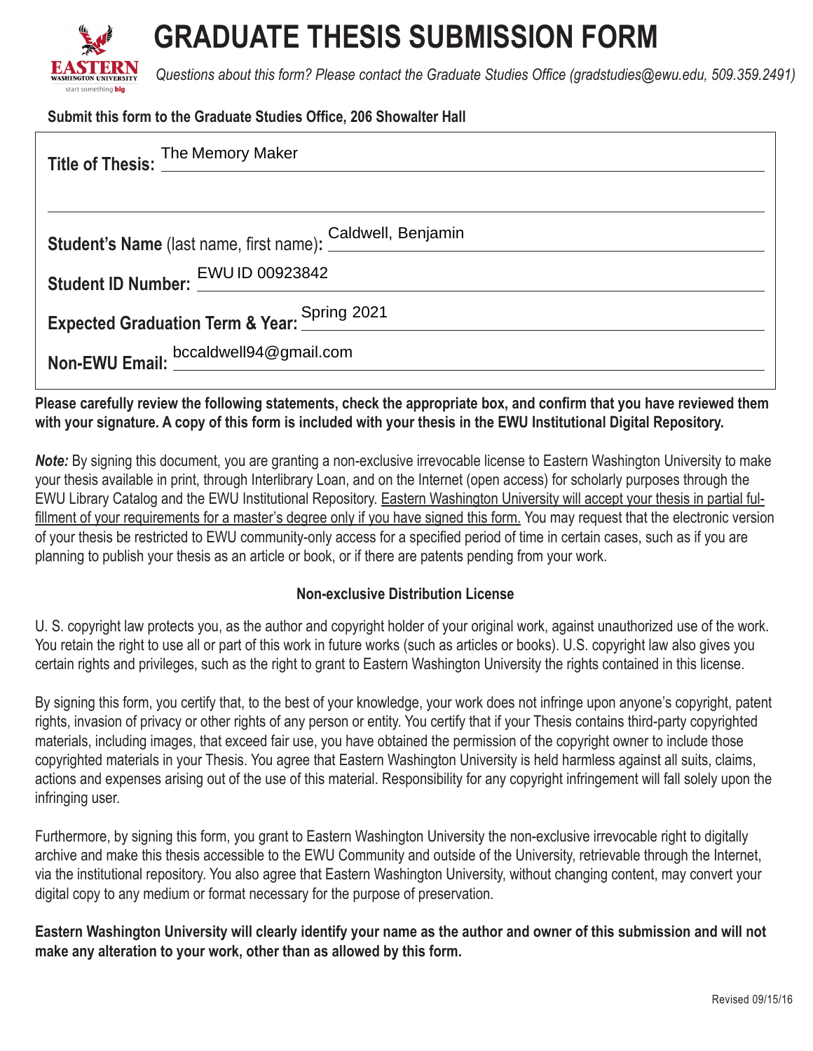# GRADUATE THESIS SUBMISSION FORM

*Questions about this form? Please contact the Graduate Studies Office (gradstudies@ewu.edu, 509.359.2491)*

**Submit this form to the Graduate Studies Office, 206 Showalter Hall**

**Title of Thesis:** The Memory Maker

**Student's Name** (last name, first name)**:** Caldwell, Benjamin

**Student ID Number:** EWU ID 00923842

**Expected Graduation Term & Year:** Spring 2021

**Non-EWU Email:** bccaldwell94@gmail.com

**Please carefully review the following statements, check the appropriate box, and confirm that you have reviewed them with your signature. A copy of this form is included with your thesis in the EWU Institutional Digital Repository.**

***Note:*** By signing this document, you are granting a non-exclusive irrevocable license to Eastern Washington University to make your thesis available in print, through Interlibrary Loan, and on the Internet (open access) for scholarly purposes through the EWU Library Catalog and the EWU Institutional Repository. <u>Eastern Washington University will accept your thesis in partial fulfillment of your requirements for a master's degree only if you have signed this form.</u> You may request that the electronic version of your thesis be restricted to EWU community-only access for a specified period of time in certain cases, such as if you are planning to publish your thesis as an article or book, or if there are patents pending from your work.

**Non-exclusive Distribution License**

U. S. copyright law protects you, as the author and copyright holder of your original work, against unauthorized use of the work. You retain the right to use all or part of this work in future works (such as articles or books). U.S. copyright law also gives you certain rights and privileges, such as the right to grant to Eastern Washington University the rights contained in this license.

By signing this form, you certify that, to the best of your knowledge, your work does not infringe upon anyone's copyright, patent rights, invasion of privacy or other rights of any person or entity. You certify that if your Thesis contains third-party copyrighted materials, including images, that exceed fair use, you have obtained the permission of the copyright owner to include those copyrighted materials in your Thesis. You agree that Eastern Washington University is held harmless against all suits, claims, actions and expenses arising out of the use of this material. Responsibility for any copyright infringement will fall solely upon the infringing user.

Furthermore, by signing this form, you grant to Eastern Washington University the non-exclusive irrevocable right to digitally archive and make this thesis accessible to the EWU Community and outside of the University, retrievable through the Internet, via the institutional repository. You also agree that Eastern Washington University, without changing content, may convert your digital copy to any medium or format necessary for the purpose of preservation.

**Eastern Washington University will clearly identify your name as the author and owner of this submission and will not make any alteration to your work, other than as allowed by this form.**

Revised 09/15/16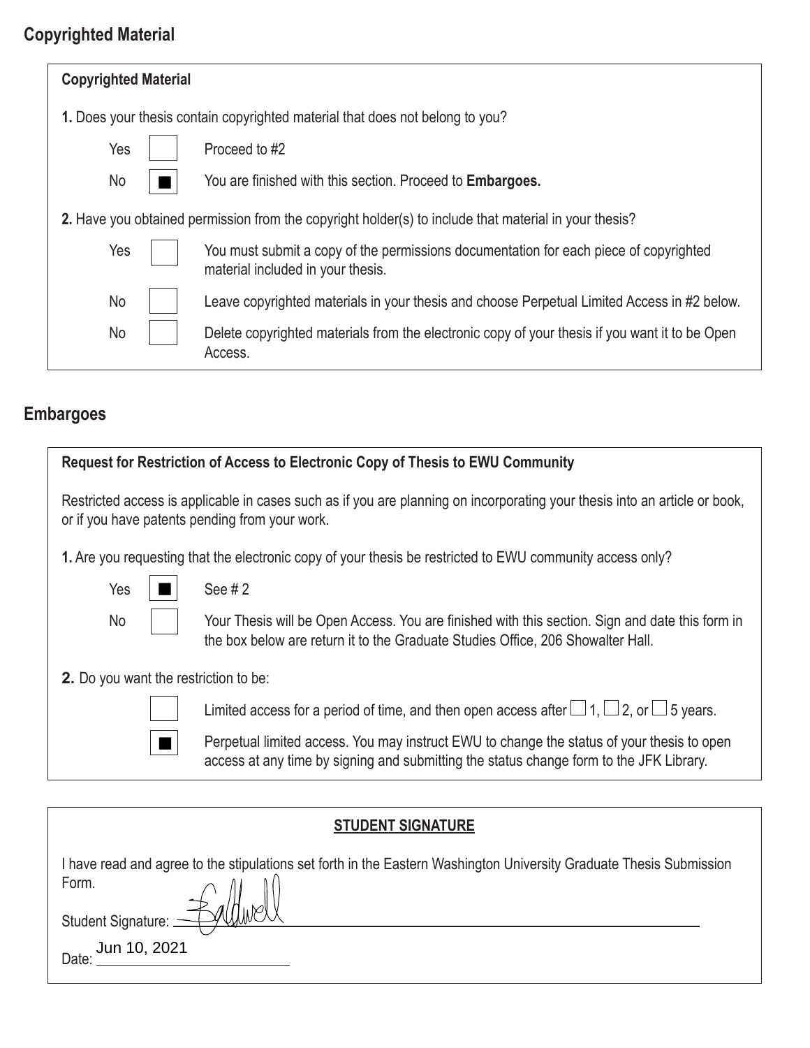## Copyrighted Material

**Copyrighted Material**

**1.** Does your thesis contain copyrighted material that does not belong to you?

| | | |
|---|---|---|
| Yes | ☐ | Proceed to #2 |
| No | ■ | You are finished with this section. Proceed to **Embargoes.** |

**2.** Have you obtained permission from the copyright holder(s) to include that material in your thesis?

| | | |
|---|---|---|
| Yes | ☐ | You must submit a copy of the permissions documentation for each piece of copyrighted material included in your thesis. |
| No | ☐ | Leave copyrighted materials in your thesis and choose Perpetual Limited Access in #2 below. |
| No | ☐ | Delete copyrighted materials from the electronic copy of your thesis if you want it to be Open Access. |

## Embargoes

**Request for Restriction of Access to Electronic Copy of Thesis to EWU Community**

Restricted access is applicable in cases such as if you are planning on incorporating your thesis into an article or book, or if you have patents pending from your work.

**1.** Are you requesting that the electronic copy of your thesis be restricted to EWU community access only?

| | | |
|---|---|---|
| Yes | ■ | See # 2 |
| No | ☐ | Your Thesis will be Open Access. You are finished with this section. Sign and date this form in the box below are return it to the Graduate Studies Office, 206 Showalter Hall. |

**2.** Do you want the restriction to be:

| | |
|---|---|
| ☐ | Limited access for a period of time, and then open access after ☐ 1, ☐ 2, or ☐ 5 years. |
| ■ | Perpetual limited access. You may instruct EWU to change the status of your thesis to open access at any time by signing and submitting the status change form to the JFK Library. |

**STUDENT SIGNATURE**

I have read and agree to the stipulations set forth in the Eastern Washington University Graduate Thesis Submission Form.

Student Signature: [signature]

Date: Jun 10, 2021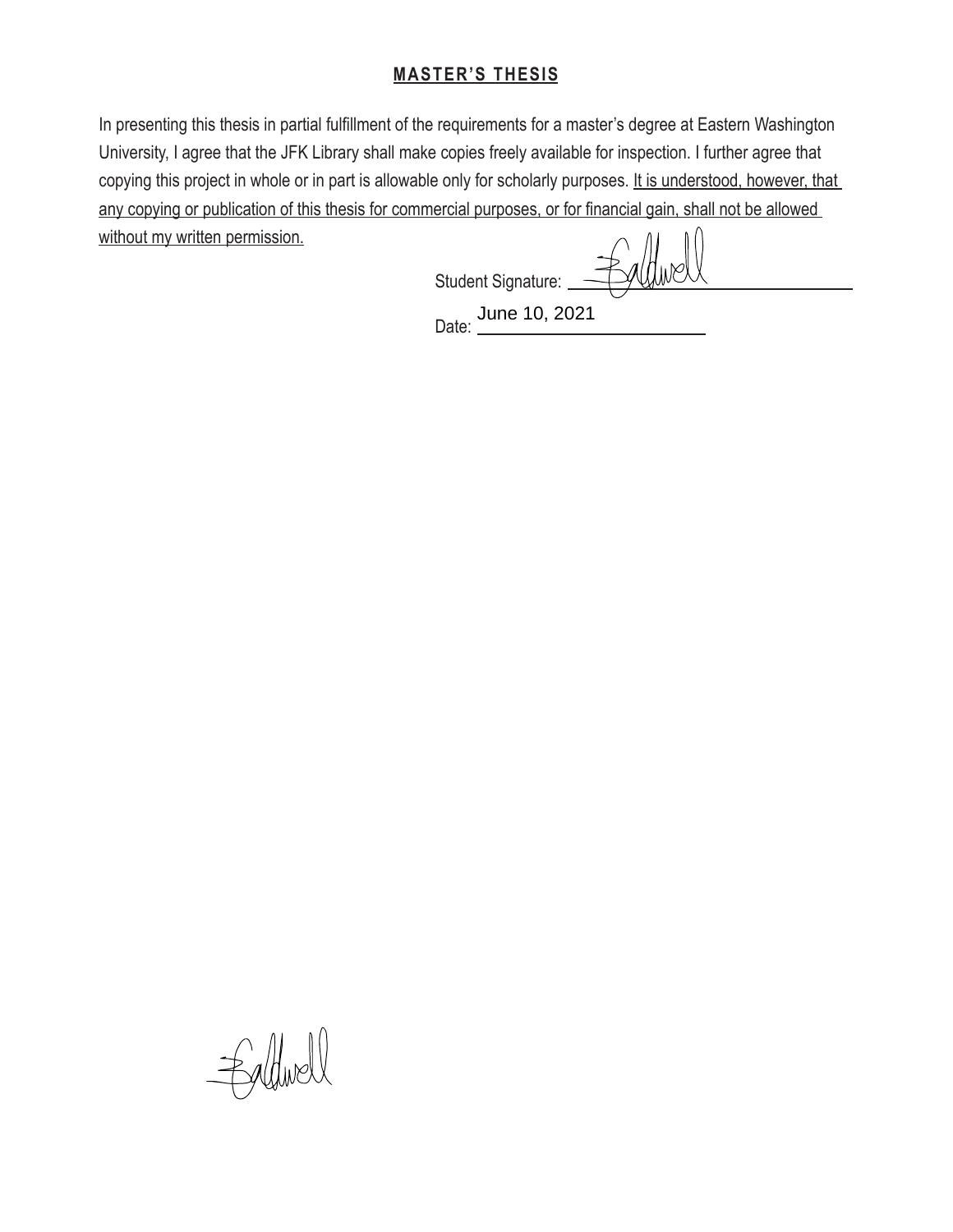## MASTER'S THESIS

In presenting this thesis in partial fulfillment of the requirements for a master's degree at Eastern Washington University, I agree that the JFK Library shall make copies freely available for inspection. I further agree that copying this project in whole or in part is allowable only for scholarly purposes. It is understood, however, that any copying or publication of this thesis for commercial purposes, or for financial gain, shall not be allowed without my written permission.

Student Signature: ______________________

Date: June 10, 2021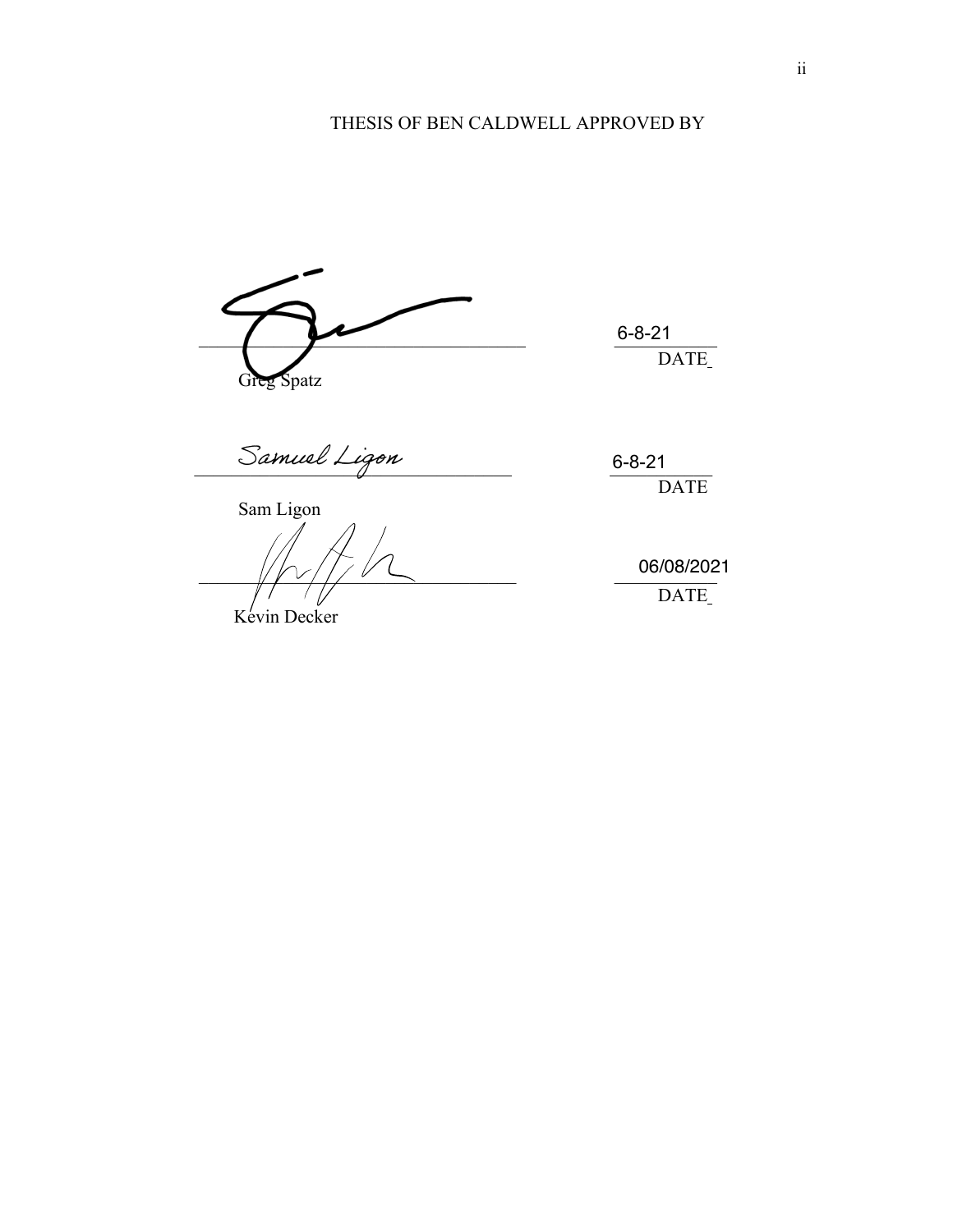THESIS OF BEN CALDWELL APPROVED BY

Greg Spatz — 6-8-21 — DATE

Samuel Ligon

Sam Ligon — 6-8-21 — DATE

Kevin Decker — 06/08/2021 — DATE